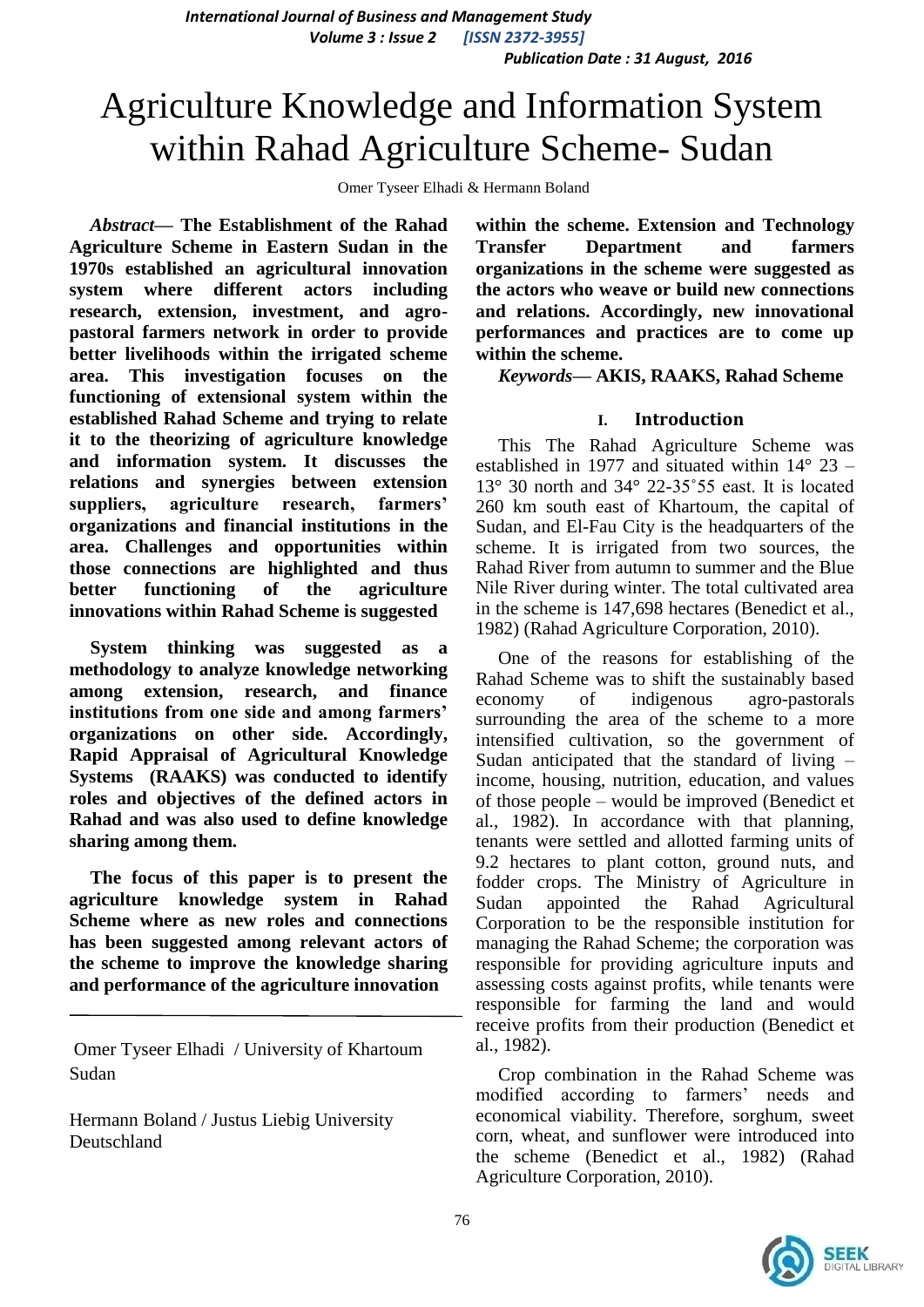# Agriculture Knowledge and Information System within Rahad Agriculture Scheme- Sudan

Omer Tyseer Elhadi & Hermann Boland

***Abstract*— The Establishment of the Rahad Agriculture Scheme in Eastern Sudan in the 1970s established an agricultural innovation system where different actors including research, extension, investment, and agro-pastoral farmers network in order to provide better livelihoods within the irrigated scheme area. This investigation focuses on the functioning of extensional system within the established Rahad Scheme and trying to relate it to the theorizing of agriculture knowledge and information system. It discusses the relations and synergies between extension suppliers, agriculture research, farmers' organizations and financial institutions in the area. Challenges and opportunities within those connections are highlighted and thus better functioning of the agriculture innovations within Rahad Scheme is suggested**

**System thinking was suggested as a methodology to analyze knowledge networking among extension, research, and finance institutions from one side and among farmers' organizations on other side. Accordingly, Rapid Appraisal of Agricultural Knowledge Systems (RAAKS) was conducted to identify roles and objectives of the defined actors in Rahad and was also used to define knowledge sharing among them.**

**The focus of this paper is to present the agriculture knowledge system in Rahad Scheme where as new roles and connections has been suggested among relevant actors of the scheme to improve the knowledge sharing and performance of the agriculture innovation within the scheme. Extension and Technology Transfer Department and farmers organizations in the scheme were suggested as the actors who weave or build new connections and relations. Accordingly, new innovational performances and practices are to come up within the scheme.**

***Keywords*— AKIS, RAAKS, Rahad Scheme**

Omer Tyseer Elhadi / University of Khartoum Sudan

Hermann Boland / Justus Liebig University Deutschland

## I. Introduction

This The Rahad Agriculture Scheme was established in 1977 and situated within 14° 23 – 13° 30 north and 34° 22-35˚55 east. It is located 260 km south east of Khartoum, the capital of Sudan, and El-Fau City is the headquarters of the scheme. It is irrigated from two sources, the Rahad River from autumn to summer and the Blue Nile River during winter. The total cultivated area in the scheme is 147,698 hectares (Benedict et al., 1982) (Rahad Agriculture Corporation, 2010).

One of the reasons for establishing of the Rahad Scheme was to shift the sustainably based economy of indigenous agro-pastorals surrounding the area of the scheme to a more intensified cultivation, so the government of Sudan anticipated that the standard of living – income, housing, nutrition, education, and values of those people – would be improved (Benedict et al., 1982). In accordance with that planning, tenants were settled and allotted farming units of 9.2 hectares to plant cotton, ground nuts, and fodder crops. The Ministry of Agriculture in Sudan appointed the Rahad Agricultural Corporation to be the responsible institution for managing the Rahad Scheme; the corporation was responsible for providing agriculture inputs and assessing costs against profits, while tenants were responsible for farming the land and would receive profits from their production (Benedict et al., 1982).

Crop combination in the Rahad Scheme was modified according to farmers' needs and economical viability. Therefore, sorghum, sweet corn, wheat, and sunflower were introduced into the scheme (Benedict et al., 1982) (Rahad Agriculture Corporation, 2010).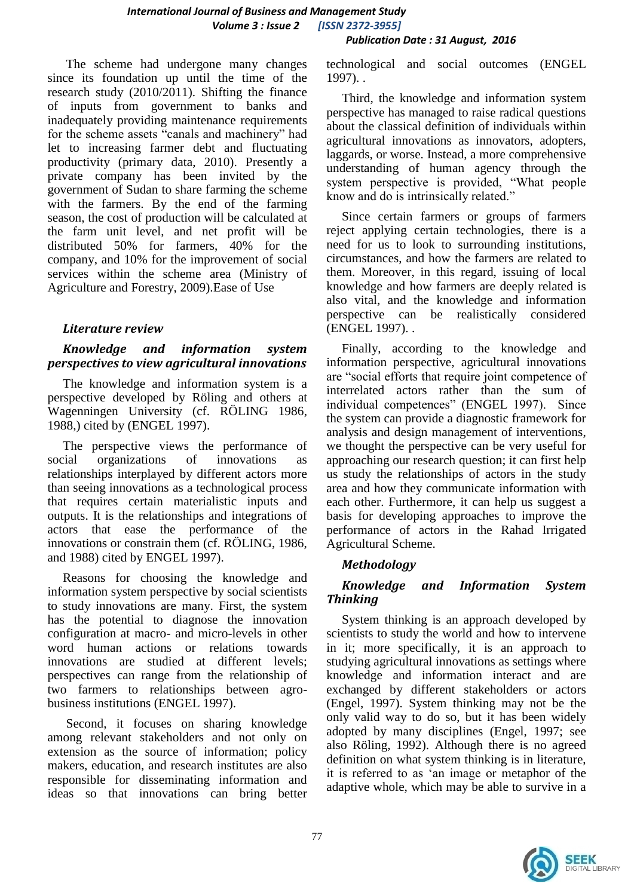The scheme had undergone many changes since its foundation up until the time of the research study (2010/2011). Shifting the finance of inputs from government to banks and inadequately providing maintenance requirements for the scheme assets "canals and machinery" had let to increasing farmer debt and fluctuating productivity (primary data, 2010). Presently a private company has been invited by the government of Sudan to share farming the scheme with the farmers. By the end of the farming season, the cost of production will be calculated at the farm unit level, and net profit will be distributed 50% for farmers, 40% for the company, and 10% for the improvement of social services within the scheme area (Ministry of Agriculture and Forestry, 2009).Ease of Use

## *Literature review*

### *Knowledge and information system perspectives to view agricultural innovations*

The knowledge and information system is a perspective developed by Röling and others at Wagenningen University (cf. RÖLING 1986, 1988,) cited by (ENGEL 1997).

The perspective views the performance of social organizations of innovations as relationships interplayed by different actors more than seeing innovations as a technological process that requires certain materialistic inputs and outputs. It is the relationships and integrations of actors that ease the performance of the innovations or constrain them (cf. RÖLING, 1986, and 1988) cited by ENGEL 1997).

Reasons for choosing the knowledge and information system perspective by social scientists to study innovations are many. First, the system has the potential to diagnose the innovation configuration at macro- and micro-levels in other word human actions or relations towards innovations are studied at different levels; perspectives can range from the relationship of two farmers to relationships between agro-business institutions (ENGEL 1997).

Second, it focuses on sharing knowledge among relevant stakeholders and not only on extension as the source of information; policy makers, education, and research institutes are also responsible for disseminating information and ideas so that innovations can bring better technological and social outcomes (ENGEL 1997). .

Third, the knowledge and information system perspective has managed to raise radical questions about the classical definition of individuals within agricultural innovations as innovators, adopters, laggards, or worse. Instead, a more comprehensive understanding of human agency through the system perspective is provided, "What people know and do is intrinsically related."

Since certain farmers or groups of farmers reject applying certain technologies, there is a need for us to look to surrounding institutions, circumstances, and how the farmers are related to them. Moreover, in this regard, issuing of local knowledge and how farmers are deeply related is also vital, and the knowledge and information perspective can be realistically considered (ENGEL 1997). .

Finally, according to the knowledge and information perspective, agricultural innovations are "social efforts that require joint competence of interrelated actors rather than the sum of individual competences" (ENGEL 1997). Since the system can provide a diagnostic framework for analysis and design management of interventions, we thought the perspective can be very useful for approaching our research question; it can first help us study the relationships of actors in the study area and how they communicate information with each other. Furthermore, it can help us suggest a basis for developing approaches to improve the performance of actors in the Rahad Irrigated Agricultural Scheme.

## *Methodology*

### *Knowledge and Information System Thinking*

System thinking is an approach developed by scientists to study the world and how to intervene in it; more specifically, it is an approach to studying agricultural innovations as settings where knowledge and information interact and are exchanged by different stakeholders or actors (Engel, 1997). System thinking may not be the only valid way to do so, but it has been widely adopted by many disciplines (Engel, 1997; see also Röling, 1992). Although there is no agreed definition on what system thinking is in literature, it is referred to as 'an image or metaphor of the adaptive whole, which may be able to survive in a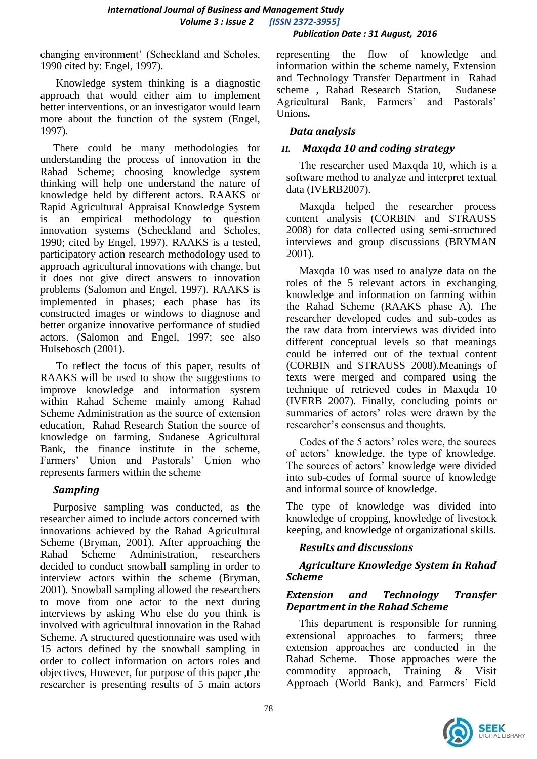changing environment' (Scheckland and Scholes, 1990 cited by: Engel, 1997).

Knowledge system thinking is a diagnostic approach that would either aim to implement better interventions, or an investigator would learn more about the function of the system (Engel, 1997).

There could be many methodologies for understanding the process of innovation in the Rahad Scheme; choosing knowledge system thinking will help one understand the nature of knowledge held by different actors. RAAKS or Rapid Agricultural Appraisal Knowledge System is an empirical methodology to question innovation systems (Scheckland and Scholes, 1990; cited by Engel, 1997). RAAKS is a tested, participatory action research methodology used to approach agricultural innovations with change, but it does not give direct answers to innovation problems (Salomon and Engel, 1997). RAAKS is implemented in phases; each phase has its constructed images or windows to diagnose and better organize innovative performance of studied actors. (Salomon and Engel, 1997; see also Hulsebosch (2001).

To reflect the focus of this paper, results of RAAKS will be used to show the suggestions to improve knowledge and information system within Rahad Scheme mainly among Rahad Scheme Administration as the source of extension education, Rahad Research Station the source of knowledge on farming, Sudanese Agricultural Bank, the finance institute in the scheme, Farmers' Union and Pastorals' Union who represents farmers within the scheme

### Sampling

Purposive sampling was conducted, as the researcher aimed to include actors concerned with innovations achieved by the Rahad Agricultural Scheme (Bryman, 2001). After approaching the Rahad Scheme Administration, researchers decided to conduct snowball sampling in order to interview actors within the scheme (Bryman, 2001). Snowball sampling allowed the researchers to move from one actor to the next during interviews by asking Who else do you think is involved with agricultural innovation in the Rahad Scheme. A structured questionnaire was used with 15 actors defined by the snowball sampling in order to collect information on actors roles and objectives, However, for purpose of this paper ,the researcher is presenting results of 5 main actors representing the flow of knowledge and information within the scheme namely, Extension and Technology Transfer Department in Rahad scheme , Rahad Research Station, Sudanese Agricultural Bank, Farmers' and Pastorals' Unions.

### Data analysis

### II. Maxqda 10 and coding strategy

The researcher used Maxqda 10, which is a software method to analyze and interpret textual data (IVERB2007).

Maxqda helped the researcher process content analysis (CORBIN and STRAUSS 2008) for data collected using semi-structured interviews and group discussions (BRYMAN 2001).

Maxqda 10 was used to analyze data on the roles of the 5 relevant actors in exchanging knowledge and information on farming within the Rahad Scheme (RAAKS phase A). The researcher developed codes and sub-codes as the raw data from interviews was divided into different conceptual levels so that meanings could be inferred out of the textual content (CORBIN and STRAUSS 2008).Meanings of texts were merged and compared using the technique of retrieved codes in Maxqda 10 (IVERB 2007). Finally, concluding points or summaries of actors' roles were drawn by the researcher's consensus and thoughts.

Codes of the 5 actors' roles were, the sources of actors' knowledge, the type of knowledge. The sources of actors' knowledge were divided into sub-codes of formal source of knowledge and informal source of knowledge.

The type of knowledge was divided into knowledge of cropping, knowledge of livestock keeping, and knowledge of organizational skills.

## Results and discussions

### Agriculture Knowledge System in Rahad Scheme

### Extension and Technology Transfer Department in the Rahad Scheme

This department is responsible for running extensional approaches to farmers; three extension approaches are conducted in the Rahad Scheme. Those approaches were the commodity approach, Training & Visit Approach (World Bank), and Farmers' Field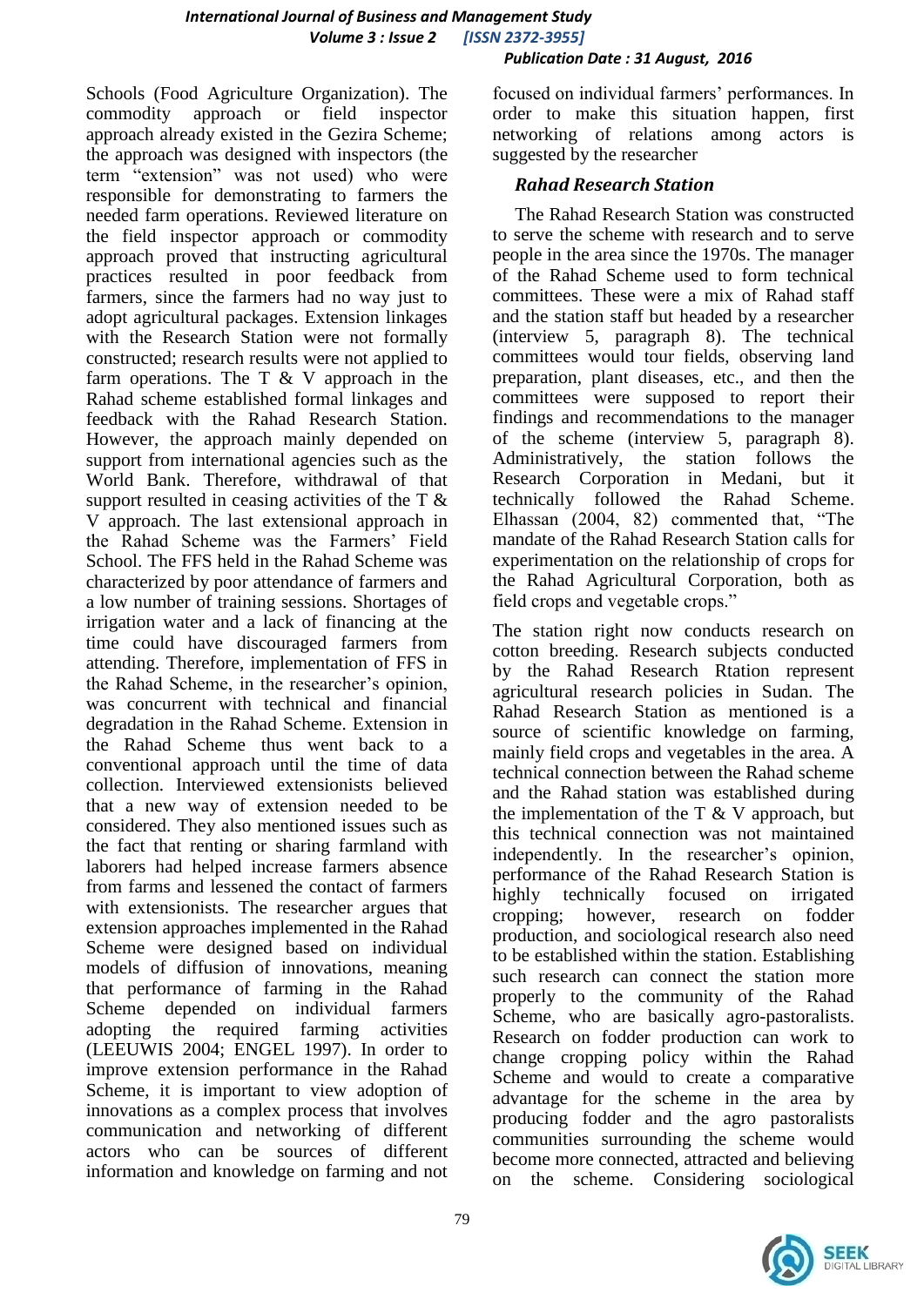Schools (Food Agriculture Organization). The commodity approach or field inspector approach already existed in the Gezira Scheme; the approach was designed with inspectors (the term "extension" was not used) who were responsible for demonstrating to farmers the needed farm operations. Reviewed literature on the field inspector approach or commodity approach proved that instructing agricultural practices resulted in poor feedback from farmers, since the farmers had no way just to adopt agricultural packages. Extension linkages with the Research Station were not formally constructed; research results were not applied to farm operations. The T & V approach in the Rahad scheme established formal linkages and feedback with the Rahad Research Station. However, the approach mainly depended on support from international agencies such as the World Bank. Therefore, withdrawal of that support resulted in ceasing activities of the T & V approach. The last extensional approach in the Rahad Scheme was the Farmers' Field School. The FFS held in the Rahad Scheme was characterized by poor attendance of farmers and a low number of training sessions. Shortages of irrigation water and a lack of financing at the time could have discouraged farmers from attending. Therefore, implementation of FFS in the Rahad Scheme, in the researcher's opinion, was concurrent with technical and financial degradation in the Rahad Scheme. Extension in the Rahad Scheme thus went back to a conventional approach until the time of data collection. Interviewed extensionists believed that a new way of extension needed to be considered. They also mentioned issues such as the fact that renting or sharing farmland with laborers had helped increase farmers absence from farms and lessened the contact of farmers with extensionists. The researcher argues that extension approaches implemented in the Rahad Scheme were designed based on individual models of diffusion of innovations, meaning that performance of farming in the Rahad Scheme depended on individual farmers adopting the required farming activities (LEEUWIS 2004; ENGEL 1997). In order to improve extension performance in the Rahad Scheme, it is important to view adoption of innovations as a complex process that involves communication and networking of different actors who can be sources of different information and knowledge on farming and not focused on individual farmers' performances. In order to make this situation happen, first networking of relations among actors is suggested by the researcher

### *Rahad Research Station*

The Rahad Research Station was constructed to serve the scheme with research and to serve people in the area since the 1970s. The manager of the Rahad Scheme used to form technical committees. These were a mix of Rahad staff and the station staff but headed by a researcher (interview 5, paragraph 8). The technical committees would tour fields, observing land preparation, plant diseases, etc., and then the committees were supposed to report their findings and recommendations to the manager of the scheme (interview 5, paragraph 8). Administratively, the station follows the Research Corporation in Medani, but it technically followed the Rahad Scheme. Elhassan (2004, 82) commented that, "The mandate of the Rahad Research Station calls for experimentation on the relationship of crops for the Rahad Agricultural Corporation, both as field crops and vegetable crops."

The station right now conducts research on cotton breeding. Research subjects conducted by the Rahad Research Rtation represent agricultural research policies in Sudan. The Rahad Research Station as mentioned is a source of scientific knowledge on farming, mainly field crops and vegetables in the area. A technical connection between the Rahad scheme and the Rahad station was established during the implementation of the T & V approach, but this technical connection was not maintained independently. In the researcher's opinion, performance of the Rahad Research Station is highly technically focused on irrigated cropping; however, research on fodder production, and sociological research also need to be established within the station. Establishing such research can connect the station more properly to the community of the Rahad Scheme, who are basically agro-pastoralists. Research on fodder production can work to change cropping policy within the Rahad Scheme and would to create a comparative advantage for the scheme in the area by producing fodder and the agro pastoralists communities surrounding the scheme would become more connected, attracted and believing on the scheme. Considering sociological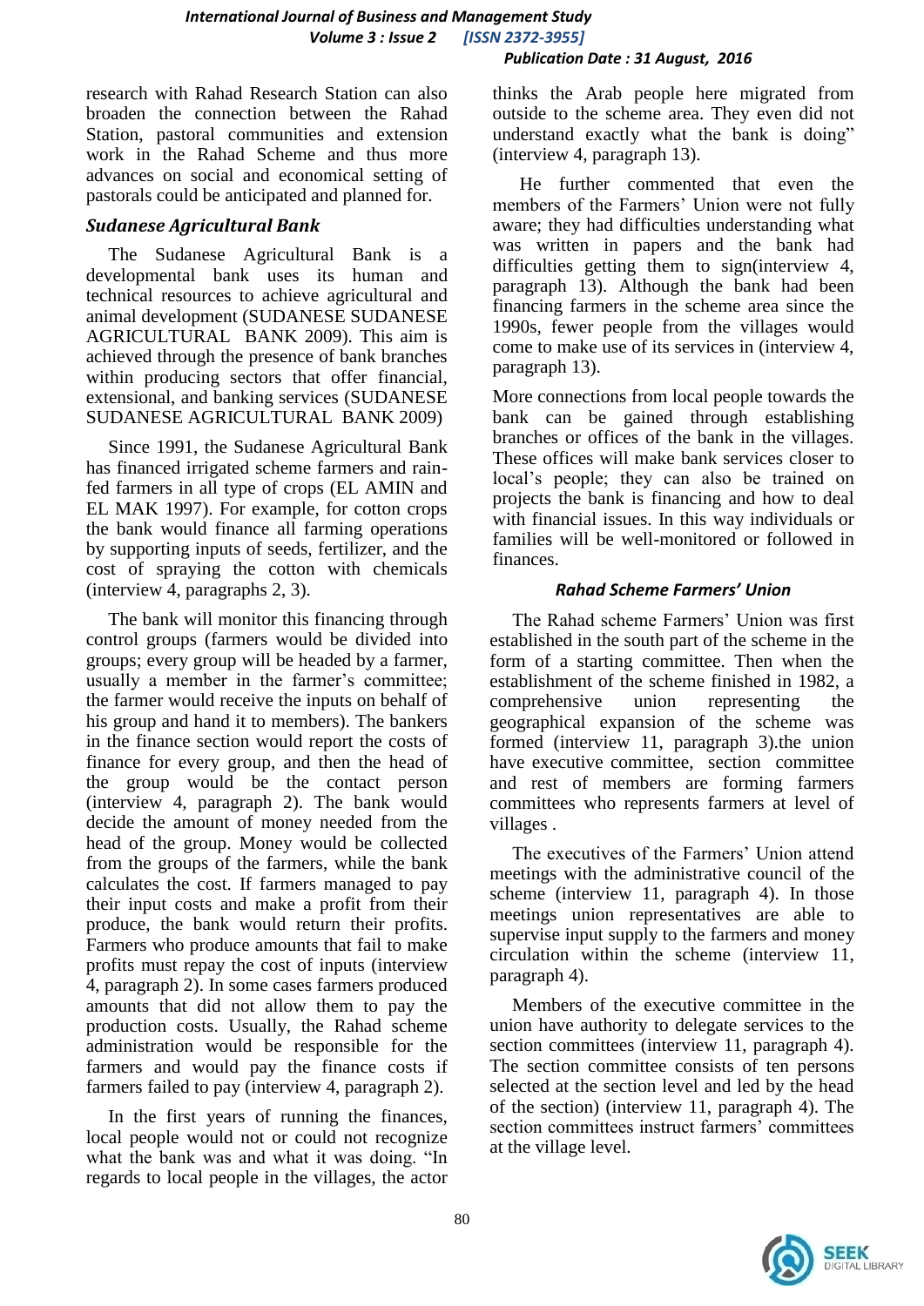research with Rahad Research Station can also broaden the connection between the Rahad Station, pastoral communities and extension work in the Rahad Scheme and thus more advances on social and economical setting of pastorals could be anticipated and planned for.

### *Sudanese Agricultural Bank*

The Sudanese Agricultural Bank is a developmental bank uses its human and technical resources to achieve agricultural and animal development (SUDANESE SUDANESE AGRICULTURAL BANK 2009). This aim is achieved through the presence of bank branches within producing sectors that offer financial, extensional, and banking services (SUDANESE SUDANESE AGRICULTURAL BANK 2009)

Since 1991, the Sudanese Agricultural Bank has financed irrigated scheme farmers and rain-fed farmers in all type of crops (EL AMIN and EL MAK 1997). For example, for cotton crops the bank would finance all farming operations by supporting inputs of seeds, fertilizer, and the cost of spraying the cotton with chemicals (interview 4, paragraphs 2, 3).

The bank will monitor this financing through control groups (farmers would be divided into groups; every group will be headed by a farmer, usually a member in the farmer's committee; the farmer would receive the inputs on behalf of his group and hand it to members). The bankers in the finance section would report the costs of finance for every group, and then the head of the group would be the contact person (interview 4, paragraph 2). The bank would decide the amount of money needed from the head of the group. Money would be collected from the groups of the farmers, while the bank calculates the cost. If farmers managed to pay their input costs and make a profit from their produce, the bank would return their profits. Farmers who produce amounts that fail to make profits must repay the cost of inputs (interview 4, paragraph 2). In some cases farmers produced amounts that did not allow them to pay the production costs. Usually, the Rahad scheme administration would be responsible for the farmers and would pay the finance costs if farmers failed to pay (interview 4, paragraph 2).

In the first years of running the finances, local people would not or could not recognize what the bank was and what it was doing. "In regards to local people in the villages, the actor thinks the Arab people here migrated from outside to the scheme area. They even did not understand exactly what the bank is doing" (interview 4, paragraph 13).

He further commented that even the members of the Farmers' Union were not fully aware; they had difficulties understanding what was written in papers and the bank had difficulties getting them to sign(interview 4, paragraph 13). Although the bank had been financing farmers in the scheme area since the 1990s, fewer people from the villages would come to make use of its services in (interview 4, paragraph 13).

More connections from local people towards the bank can be gained through establishing branches or offices of the bank in the villages. These offices will make bank services closer to local's people; they can also be trained on projects the bank is financing and how to deal with financial issues. In this way individuals or families will be well-monitored or followed in finances.

### *Rahad Scheme Farmers' Union*

The Rahad scheme Farmers' Union was first established in the south part of the scheme in the form of a starting committee. Then when the establishment of the scheme finished in 1982, a comprehensive union representing the geographical expansion of the scheme was formed (interview 11, paragraph 3).the union have executive committee, section committee and rest of members are forming farmers committees who represents farmers at level of villages .

The executives of the Farmers' Union attend meetings with the administrative council of the scheme (interview 11, paragraph 4). In those meetings union representatives are able to supervise input supply to the farmers and money circulation within the scheme (interview 11, paragraph 4).

Members of the executive committee in the union have authority to delegate services to the section committees (interview 11, paragraph 4). The section committee consists of ten persons selected at the section level and led by the head of the section) (interview 11, paragraph 4). The section committees instruct farmers' committees at the village level.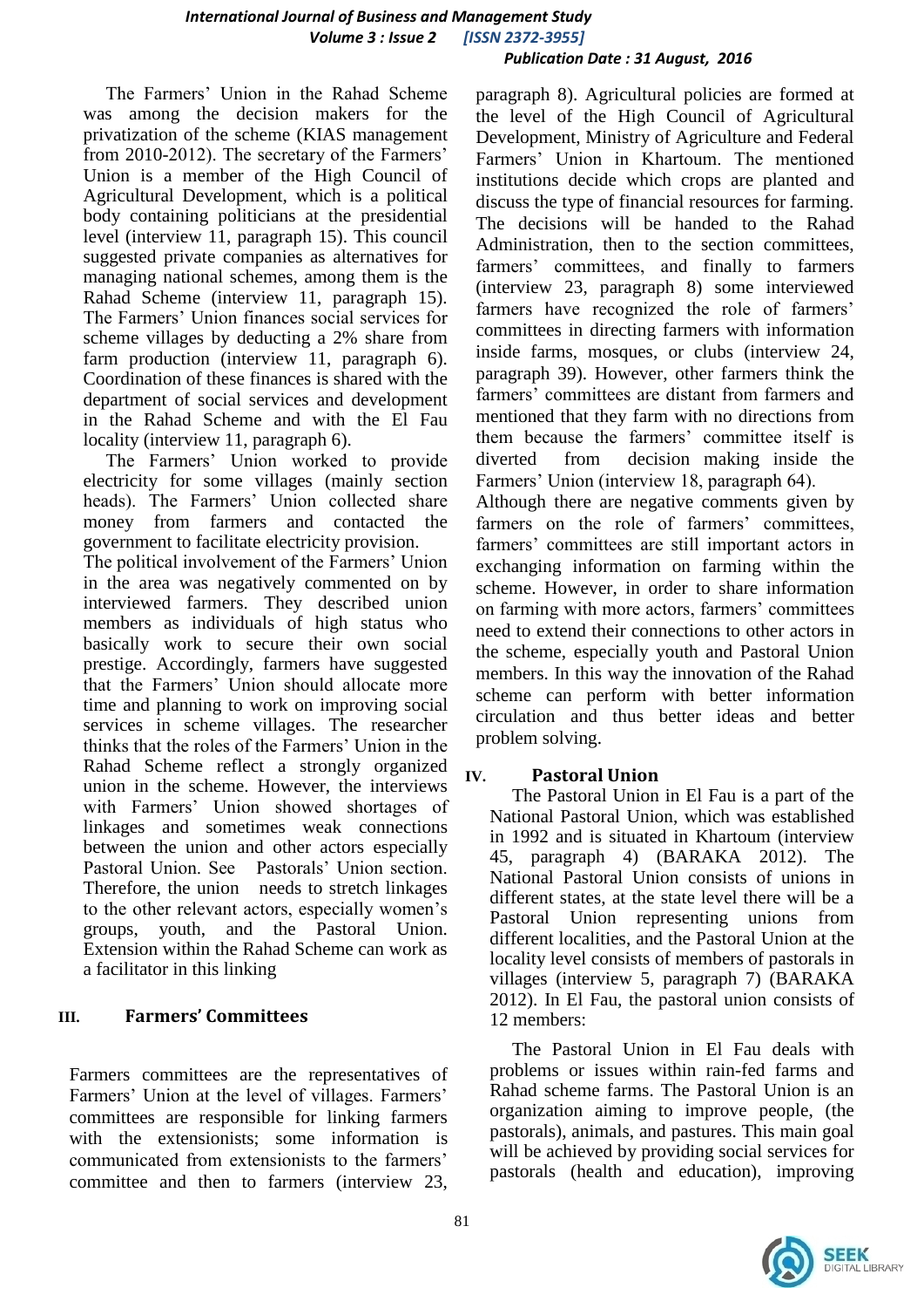The Farmers' Union in the Rahad Scheme was among the decision makers for the privatization of the scheme (KIAS management from 2010-2012). The secretary of the Farmers' Union is a member of the High Council of Agricultural Development, which is a political body containing politicians at the presidential level (interview 11, paragraph 15). This council suggested private companies as alternatives for managing national schemes, among them is the Rahad Scheme (interview 11, paragraph 15). The Farmers' Union finances social services for scheme villages by deducting a 2% share from farm production (interview 11, paragraph 6). Coordination of these finances is shared with the department of social services and development in the Rahad Scheme and with the El Fau locality (interview 11, paragraph 6).

The Farmers' Union worked to provide electricity for some villages (mainly section heads). The Farmers' Union collected share money from farmers and contacted the government to facilitate electricity provision.

The political involvement of the Farmers' Union in the area was negatively commented on by interviewed farmers. They described union members as individuals of high status who basically work to secure their own social prestige. Accordingly, farmers have suggested that the Farmers' Union should allocate more time and planning to work on improving social services in scheme villages. The researcher thinks that the roles of the Farmers' Union in the Rahad Scheme reflect a strongly organized union in the scheme. However, the interviews with Farmers' Union showed shortages of linkages and sometimes weak connections between the union and other actors especially Pastoral Union. See Pastorals' Union section. Therefore, the union needs to stretch linkages to the other relevant actors, especially women's groups, youth, and the Pastoral Union. Extension within the Rahad Scheme can work as a facilitator in this linking

## III. Farmers' Committees

Farmers committees are the representatives of Farmers' Union at the level of villages. Farmers' committees are responsible for linking farmers with the extensionists; some information is communicated from extensionists to the farmers' committee and then to farmers (interview 23, paragraph 8). Agricultural policies are formed at the level of the High Council of Agricultural Development, Ministry of Agriculture and Federal Farmers' Union in Khartoum. The mentioned institutions decide which crops are planted and discuss the type of financial resources for farming. The decisions will be handed to the Rahad Administration, then to the section committees, farmers' committees, and finally to farmers (interview 23, paragraph 8) some interviewed farmers have recognized the role of farmers' committees in directing farmers with information inside farms, mosques, or clubs (interview 24, paragraph 39). However, other farmers think the farmers' committees are distant from farmers and mentioned that they farm with no directions from them because the farmers' committee itself is diverted from decision making inside the Farmers' Union (interview 18, paragraph 64).

Although there are negative comments given by farmers on the role of farmers' committees, farmers' committees are still important actors in exchanging information on farming within the scheme. However, in order to share information on farming with more actors, farmers' committees need to extend their connections to other actors in the scheme, especially youth and Pastoral Union members. In this way the innovation of the Rahad scheme can perform with better information circulation and thus better ideas and better problem solving.

## IV. Pastoral Union

The Pastoral Union in El Fau is a part of the National Pastoral Union, which was established in 1992 and is situated in Khartoum (interview 45, paragraph 4) (BARAKA 2012). The National Pastoral Union consists of unions in different states, at the state level there will be a Pastoral Union representing unions from different localities, and the Pastoral Union at the locality level consists of members of pastorals in villages (interview 5, paragraph 7) (BARAKA 2012). In El Fau, the pastoral union consists of 12 members:

The Pastoral Union in El Fau deals with problems or issues within rain-fed farms and Rahad scheme farms. The Pastoral Union is an organization aiming to improve people, (the pastorals), animals, and pastures. This main goal will be achieved by providing social services for pastorals (health and education), improving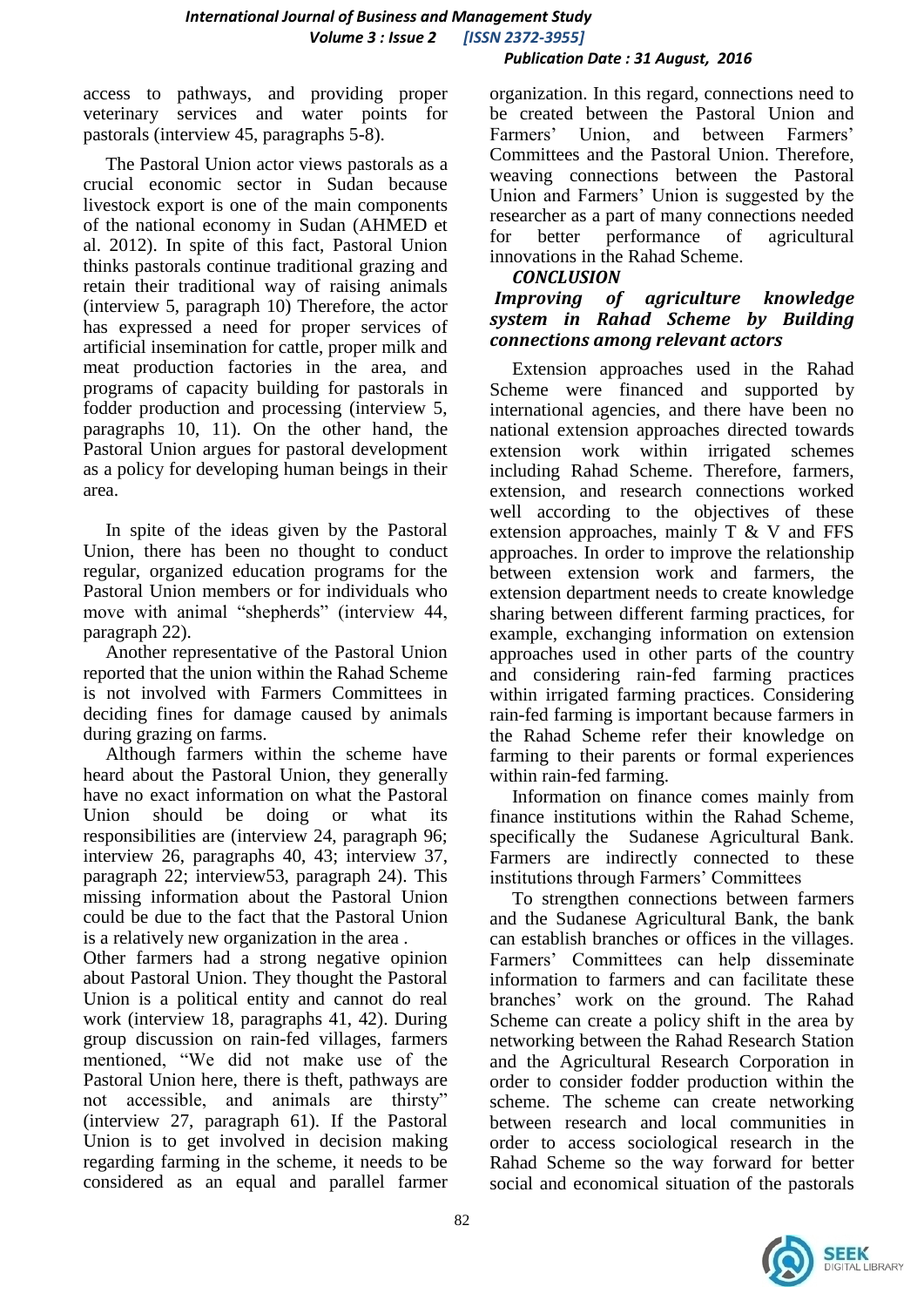access to pathways, and providing proper veterinary services and water points for pastorals (interview 45, paragraphs 5-8).

The Pastoral Union actor views pastorals as a crucial economic sector in Sudan because livestock export is one of the main components of the national economy in Sudan (AHMED et al. 2012). In spite of this fact, Pastoral Union thinks pastorals continue traditional grazing and retain their traditional way of raising animals (interview 5, paragraph 10) Therefore, the actor has expressed a need for proper services of artificial insemination for cattle, proper milk and meat production factories in the area, and programs of capacity building for pastorals in fodder production and processing (interview 5, paragraphs 10, 11). On the other hand, the Pastoral Union argues for pastoral development as a policy for developing human beings in their area.

In spite of the ideas given by the Pastoral Union, there has been no thought to conduct regular, organized education programs for the Pastoral Union members or for individuals who move with animal "shepherds" (interview 44, paragraph 22).

Another representative of the Pastoral Union reported that the union within the Rahad Scheme is not involved with Farmers Committees in deciding fines for damage caused by animals during grazing on farms.

Although farmers within the scheme have heard about the Pastoral Union, they generally have no exact information on what the Pastoral Union should be doing or what its responsibilities are (interview 24, paragraph 96; interview 26, paragraphs 40, 43; interview 37, paragraph 22; interview53, paragraph 24). This missing information about the Pastoral Union could be due to the fact that the Pastoral Union is a relatively new organization in the area .

Other farmers had a strong negative opinion about Pastoral Union. They thought the Pastoral Union is a political entity and cannot do real work (interview 18, paragraphs 41, 42). During group discussion on rain-fed villages, farmers mentioned, "We did not make use of the Pastoral Union here, there is theft, pathways are not accessible, and animals are thirsty" (interview 27, paragraph 61). If the Pastoral Union is to get involved in decision making regarding farming in the scheme, it needs to be considered as an equal and parallel farmer organization. In this regard, connections need to be created between the Pastoral Union and Farmers' Union, and between Farmers' Committees and the Pastoral Union. Therefore, weaving connections between the Pastoral Union and Farmers' Union is suggested by the researcher as a part of many connections needed for better performance of agricultural innovations in the Rahad Scheme.

## CONCLUSION

### *Improving of agriculture knowledge system in Rahad Scheme by Building connections among relevant actors*

Extension approaches used in the Rahad Scheme were financed and supported by international agencies, and there have been no national extension approaches directed towards extension work within irrigated schemes including Rahad Scheme. Therefore, farmers, extension, and research connections worked well according to the objectives of these extension approaches, mainly T & V and FFS approaches. In order to improve the relationship between extension work and farmers, the extension department needs to create knowledge sharing between different farming practices, for example, exchanging information on extension approaches used in other parts of the country and considering rain-fed farming practices within irrigated farming practices. Considering rain-fed farming is important because farmers in the Rahad Scheme refer their knowledge on farming to their parents or formal experiences within rain-fed farming.

Information on finance comes mainly from finance institutions within the Rahad Scheme, specifically the Sudanese Agricultural Bank. Farmers are indirectly connected to these institutions through Farmers' Committees

To strengthen connections between farmers and the Sudanese Agricultural Bank, the bank can establish branches or offices in the villages. Farmers' Committees can help disseminate information to farmers and can facilitate these branches' work on the ground. The Rahad Scheme can create a policy shift in the area by networking between the Rahad Research Station and the Agricultural Research Corporation in order to consider fodder production within the scheme. The scheme can create networking between research and local communities in order to access sociological research in the Rahad Scheme so the way forward for better social and economical situation of the pastorals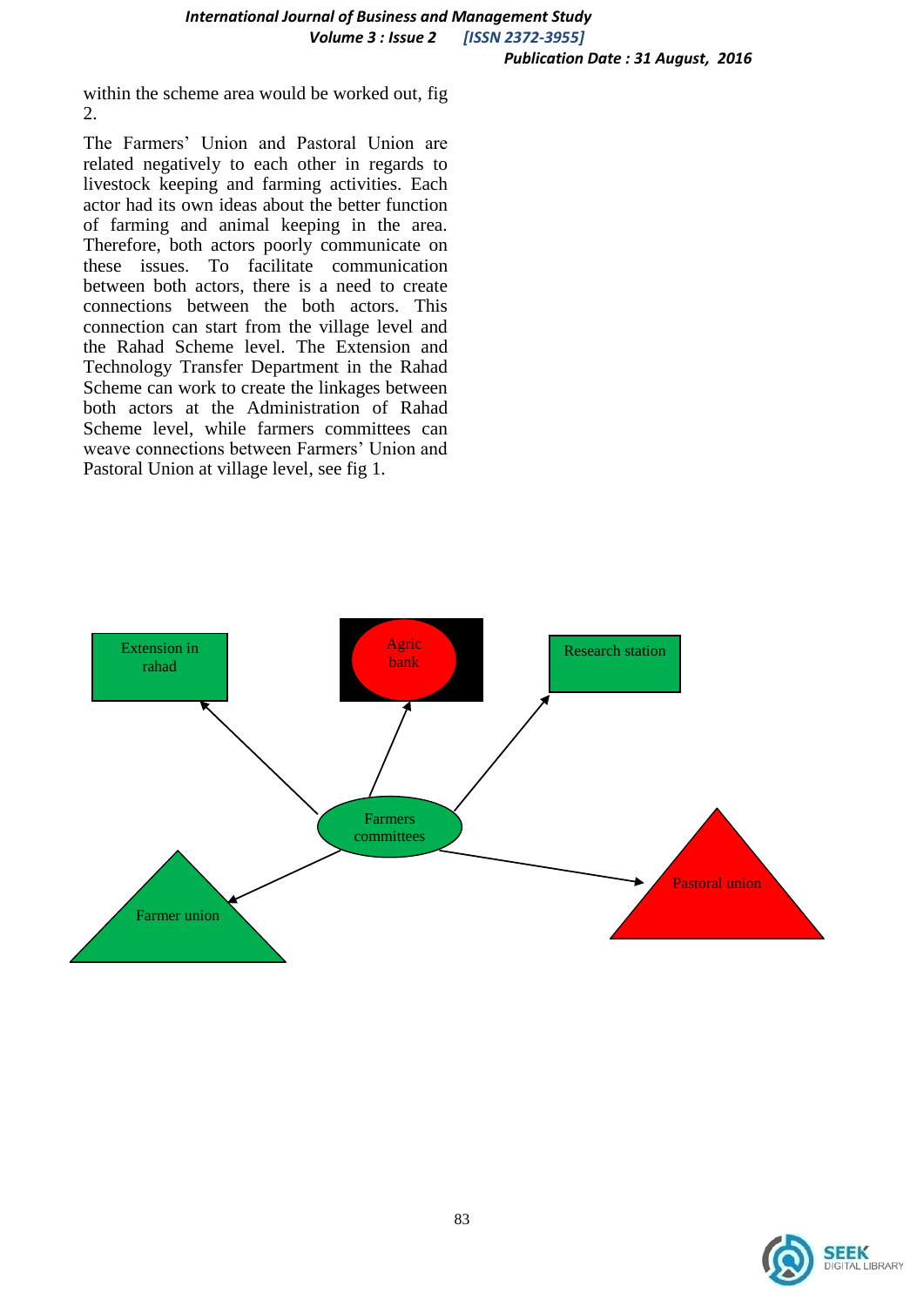within the scheme area would be worked out, fig 2.

The Farmers' Union and Pastoral Union are related negatively to each other in regards to livestock keeping and farming activities. Each actor had its own ideas about the better function of farming and animal keeping in the area. Therefore, both actors poorly communicate on these issues. To facilitate communication between both actors, there is a need to create connections between the both actors. This connection can start from the village level and the Rahad Scheme level. The Extension and Technology Transfer Department in the Rahad Scheme can work to create the linkages between both actors at the Administration of Rahad Scheme level, while farmers committees can weave connections between Farmers' Union and Pastoral Union at village level, see fig 1.

Extension in rahad

Agric bank

Research station

Farmers committees

Farmer union

Pastoral union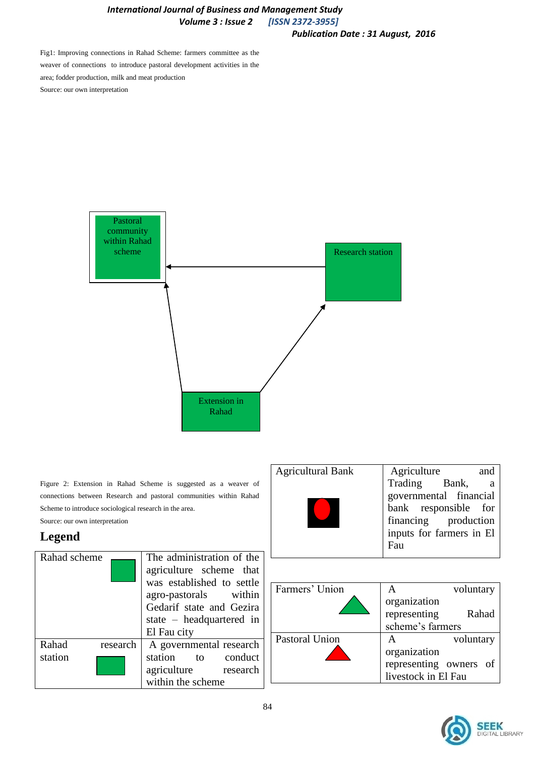Fig1: Improving connections in Rahad Scheme: farmers committee as the weaver of connections to introduce pastoral development activities in the area; fodder production, milk and meat production

Source: our own interpretation

Pastoral community within Rahad scheme

Research station

Extension in Rahad

Figure 2: Extension in Rahad Scheme is suggested as a weaver of connections between Research and pastoral communities within Rahad Scheme to introduce sociological research in the area.

Source: our own interpretation

## Legend

| | |
|---|---|
| Rahad scheme | The administration of the agriculture scheme that was established to settle agro-pastorals within Gedarif state and Gezira state – headquartered in El Fau city |
| Rahad research station | A governmental research station to conduct agriculture research within the scheme |
| Agricultural Bank | Agriculture and Trading Bank, a governmental financial bank responsible for financing production inputs for farmers in El Fau |
| Farmers' Union | A voluntary organization representing Rahad scheme's farmers |
| Pastoral Union | A voluntary organization representing owners of livestock in El Fau |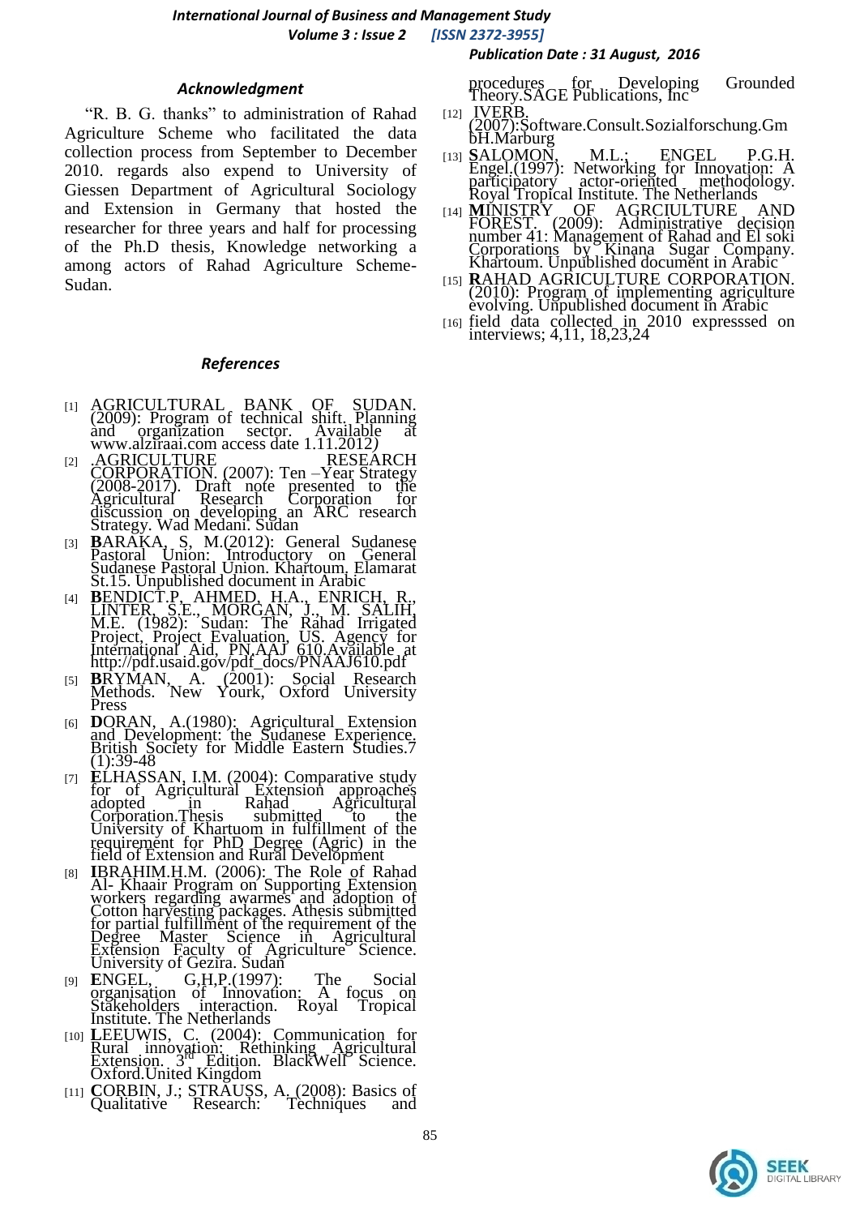## Acknowledgment

"R. B. G. thanks" to administration of Rahad Agriculture Scheme who facilitated the data collection process from September to December 2010. regards also expend to University of Giessen Department of Agricultural Sociology and Extension in Germany that hosted the researcher for three years and half for processing of the Ph.D thesis, Knowledge networking a among actors of Rahad Agriculture Scheme-Sudan.

## References

[1] AGRICULTURAL BANK OF SUDAN. (2009): Program of technical shift. Planning and organization sector. Available at www.alziraai.com access date 1.11.2012*)*

[2] .AGRICULTURE RESEARCH CORPORATION. (2007): Ten –Year Strategy (2008-2017). Draft note presented to the Agricultural Research Corporation for discussion on developing an ARC research Strategy. Wad Medani. Sudan

[3] **B**ARAKA, S, M.(2012): General Sudanese Pastoral Union: Introductory on General Sudanese Pastoral Union. Khartoum, Elamarat St.15. Unpublished document in Arabic

[4] **B**ENDICT.P, AHMED, H.A., ENRICH, R., LINTER, S.E., MORGAN, J., M. SALIH, M.E. (1982): Sudan: The Rahad Irrigated Project, Project Evaluation, US. Agency for International Aid, PN.AAJ 610.Available at http://pdf.usaid.gov/pdf_docs/PNAAJ610.pdf

[5] **B**RYMAN, A. (2001): Social Research Methods. New Yourk, Oxford University Press

[6] **D**ORAN, A.(1980): Agricultural Extension and Development: the Sudanese Experience. British Society for Middle Eastern Studies.7 (1):39-48

[7] **E**LHASSAN, I.M. (2004): Comparative study for of Agricultural Extension approaches adopted in Rahad Agricultural Corporation.Thesis submitted to the University of Khartuom in fulfillment of the requirement for PhD Degree (Agric) in the field of Extension and Rural Development

[8] **I**BRAHIM.H.M. (2006): The Role of Rahad Al- Khaair Program on Supporting Extension workers regarding awarmes and adoption of Cotton harvesting packages. Athesis submitted for partial fulfillment of the requirement of the Degree Master Science in Agricultural Extension Faculty of Agriculture Science. University of Gezira. Sudan

[9] **E**NGEL, G,H,P.(1997): The Social organisation of Innovation: A focus on Stakeholders interaction. Royal Tropical Institute. The Netherlands

[10] **L**EEUWIS, C. (2004): Communication for Rural innovation: Rethinking Agricultural Extension. 3rd Edition. BlackWell Science. Oxford.United Kingdom

[11] **C**ORBIN, J.; STRAUSS, A. (2008): Basics of Qualitative Research: Techniques and procedures for Developing Grounded Theory.SAGE Publications, Inc

[12] IVERB. (2007):Software.Consult.Sozialforschung.GmbH.Marburg

[13] **S**ALOMON, M.L.; ENGEL P.G.H. Engel.(1997): Networking for Innovation: A participatory actor-oriented methodology. Royal Tropical Institute. The Netherlands

[14] **M**INISTRY OF AGRCIULTURE AND FOREST. (2009): Administrative decision number 41: Management of Rahad and El soki Corporations by Kinana Sugar Company. Khartoum. Unpublished document in Arabic

[15] **R**AHAD AGRICULTURE CORPORATION. (2010): Program of implementing agriculture evolving. Unpublished document in Arabic

[16] field data collected in 2010 expresssed on interviews; 4,11, 18,23,24